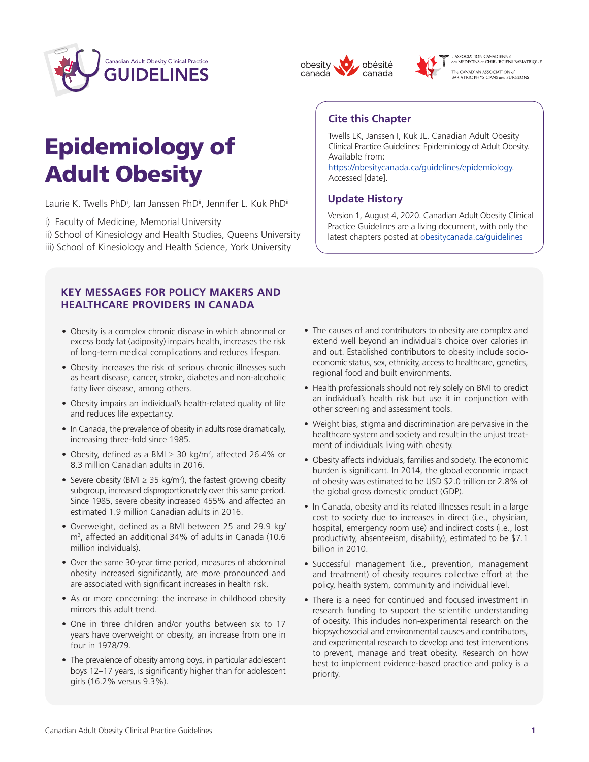# Epidemiology of Adult Obesity

Laurie K. Twells PhD[i], Ian Janssen PhD[ii], Jennifer L. Kuk PhD[iii]

i) Faculty of Medicine, Memorial University
ii) School of Kinesiology and Health Studies, Queens University
iii) School of Kinesiology and Health Science, York University

## Cite this Chapter

Twells LK, Janssen I, Kuk JL. Canadian Adult Obesity Clinical Practice Guidelines: Epidemiology of Adult Obesity. Available from: https://obesitycanada.ca/guidelines/epidemiology. Accessed [date].

## Update History

Version 1, August 4, 2020. Canadian Adult Obesity Clinical Practice Guidelines are a living document, with only the latest chapters posted at obesitycanada.ca/guidelines

## KEY MESSAGES FOR POLICY MAKERS AND HEALTHCARE PROVIDERS IN CANADA

- Obesity is a complex chronic disease in which abnormal or excess body fat (adiposity) impairs health, increases the risk of long-term medical complications and reduces lifespan.
- Obesity increases the risk of serious chronic illnesses such as heart disease, cancer, stroke, diabetes and non-alcoholic fatty liver disease, among others.
- Obesity impairs an individual's health-related quality of life and reduces life expectancy.
- In Canada, the prevalence of obesity in adults rose dramatically, increasing three-fold since 1985.
- Obesity, defined as a BMI ≥ 30 kg/m², affected 26.4% or 8.3 million Canadian adults in 2016.
- Severe obesity (BMI ≥ 35 kg/m²), the fastest growing obesity subgroup, increased disproportionately over this same period. Since 1985, severe obesity increased 455% and affected an estimated 1.9 million Canadian adults in 2016.
- Overweight, defined as a BMI between 25 and 29.9 kg/m², affected an additional 34% of adults in Canada (10.6 million individuals).
- Over the same 30-year time period, measures of abdominal obesity increased significantly, are more pronounced and are associated with significant increases in health risk.
- As or more concerning: the increase in childhood obesity mirrors this adult trend.
- One in three children and/or youths between six to 17 years have overweight or obesity, an increase from one in four in 1978/79.
- The prevalence of obesity among boys, in particular adolescent boys 12–17 years, is significantly higher than for adolescent girls (16.2% versus 9.3%).
- The causes of and contributors to obesity are complex and extend well beyond an individual's choice over calories in and out. Established contributors to obesity include socio-economic status, sex, ethnicity, access to healthcare, genetics, regional food and built environments.
- Health professionals should not rely solely on BMI to predict an individual's health risk but use it in conjunction with other screening and assessment tools.
- Weight bias, stigma and discrimination are pervasive in the healthcare system and society and result in the unjust treatment of individuals living with obesity.
- Obesity affects individuals, families and society. The economic burden is significant. In 2014, the global economic impact of obesity was estimated to be USD $2.0 trillion or 2.8% of the global gross domestic product (GDP).
- In Canada, obesity and its related illnesses result in a large cost to society due to increases in direct (i.e., physician, hospital, emergency room use) and indirect costs (i.e., lost productivity, absenteeism, disability), estimated to be $7.1 billion in 2010.
- Successful management (i.e., prevention, management and treatment) of obesity requires collective effort at the policy, health system, community and individual level.
- There is a need for continued and focused investment in research funding to support the scientific understanding of obesity. This includes non-experimental research on the biopsychosocial and environmental causes and contributors, and experimental research to develop and test interventions to prevent, manage and treat obesity. Research on how best to implement evidence-based practice and policy is a priority.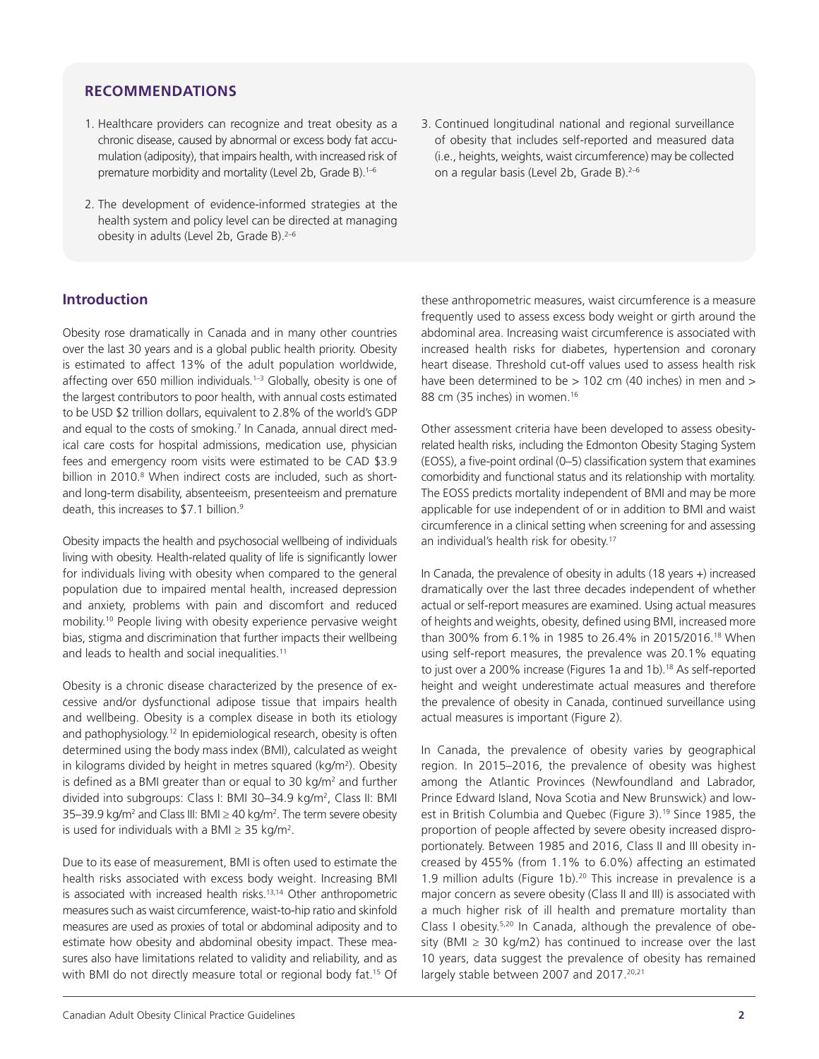## RECOMMENDATIONS

1. Healthcare providers can recognize and treat obesity as a chronic disease, caused by abnormal or excess body fat accumulation (adiposity), that impairs health, with increased risk of premature morbidity and mortality (Level 2b, Grade B).[1–6]
2. The development of evidence-informed strategies at the health system and policy level can be directed at managing obesity in adults (Level 2b, Grade B).[2–6]
3. Continued longitudinal national and regional surveillance of obesity that includes self-reported and measured data (i.e., heights, weights, waist circumference) may be collected on a regular basis (Level 2b, Grade B).[2–6]

## Introduction

Obesity rose dramatically in Canada and in many other countries over the last 30 years and is a global public health priority. Obesity is estimated to affect 13% of the adult population worldwide, affecting over 650 million individuals.[1–3] Globally, obesity is one of the largest contributors to poor health, with annual costs estimated to be USD $2 trillion dollars, equivalent to 2.8% of the world's GDP and equal to the costs of smoking.[7] In Canada, annual direct medical care costs for hospital admissions, medication use, physician fees and emergency room visits were estimated to be CAD $3.9 billion in 2010.[8] When indirect costs are included, such as short- and long-term disability, absenteeism, presenteeism and premature death, this increases to $7.1 billion.[9]

Obesity impacts the health and psychosocial wellbeing of individuals living with obesity. Health-related quality of life is significantly lower for individuals living with obesity when compared to the general population due to impaired mental health, increased depression and anxiety, problems with pain and discomfort and reduced mobility.[10] People living with obesity experience pervasive weight bias, stigma and discrimination that further impacts their wellbeing and leads to health and social inequalities.[11]

Obesity is a chronic disease characterized by the presence of excessive and/or dysfunctional adipose tissue that impairs health and wellbeing. Obesity is a complex disease in both its etiology and pathophysiology.[12] In epidemiological research, obesity is often determined using the body mass index (BMI), calculated as weight in kilograms divided by height in metres squared ($kg/m^2$). Obesity is defined as a BMI greater than or equal to 30 $kg/m^2$ and further divided into subgroups: Class I: BMI 30–34.9 $kg/m^2$, Class II: BMI 35–39.9 $kg/m^2$ and Class III: BMI $\geq$ 40 $kg/m^2$. The term severe obesity is used for individuals with a BMI $\geq$ 35 $kg/m^2$.

Due to its ease of measurement, BMI is often used to estimate the health risks associated with excess body weight. Increasing BMI is associated with increased health risks.[13,14] Other anthropometric measures such as waist circumference, waist-to-hip ratio and skinfold measures are used as proxies of total or abdominal adiposity and to estimate how obesity and abdominal obesity impact. These measures also have limitations related to validity and reliability, and as with BMI do not directly measure total or regional body fat.[15] Of these anthropometric measures, waist circumference is a measure frequently used to assess excess body weight or girth around the abdominal area. Increasing waist circumference is associated with increased health risks for diabetes, hypertension and coronary heart disease. Threshold cut-off values used to assess health risk have been determined to be > 102 cm (40 inches) in men and > 88 cm (35 inches) in women.[16]

Other assessment criteria have been developed to assess obesity-related health risks, including the Edmonton Obesity Staging System (EOSS), a five-point ordinal (0–5) classification system that examines comorbidity and functional status and its relationship with mortality. The EOSS predicts mortality independent of BMI and may be more applicable for use independent of or in addition to BMI and waist circumference in a clinical setting when screening for and assessing an individual's health risk for obesity.[17]

In Canada, the prevalence of obesity in adults (18 years +) increased dramatically over the last three decades independent of whether actual or self-report measures are examined. Using actual measures of heights and weights, obesity, defined using BMI, increased more than 300% from 6.1% in 1985 to 26.4% in 2015/2016.[18] When using self-report measures, the prevalence was 20.1% equating to just over a 200% increase (Figures 1a and 1b).[18] As self-reported height and weight underestimate actual measures and therefore the prevalence of obesity in Canada, continued surveillance using actual measures is important (Figure 2).

In Canada, the prevalence of obesity varies by geographical region. In 2015–2016, the prevalence of obesity was highest among the Atlantic Provinces (Newfoundland and Labrador, Prince Edward Island, Nova Scotia and New Brunswick) and lowest in British Columbia and Quebec (Figure 3).[19] Since 1985, the proportion of people affected by severe obesity increased disproportionately. Between 1985 and 2016, Class II and III obesity increased by 455% (from 1.1% to 6.0%) affecting an estimated 1.9 million adults (Figure 1b).[20] This increase in prevalence is a major concern as severe obesity (Class II and III) is associated with a much higher risk of ill health and premature mortality than Class I obesity.[5,20] In Canada, although the prevalence of obesity (BMI $\geq$ 30 kg/m2) has continued to increase over the last 10 years, data suggest the prevalence of obesity has remained largely stable between 2007 and 2017.[20,21]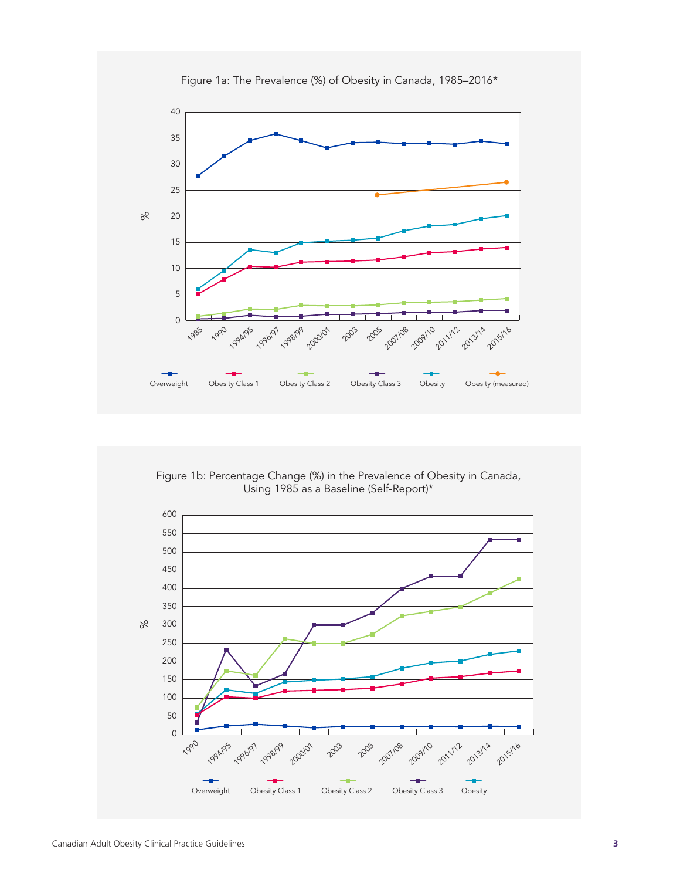Figure 1a: The Prevalence (%) of Obesity in Canada, 1985–2016*

Figure 1b: Percentage Change (%) in the Prevalence of Obesity in Canada, Using 1985 as a Baseline (Self-Report)*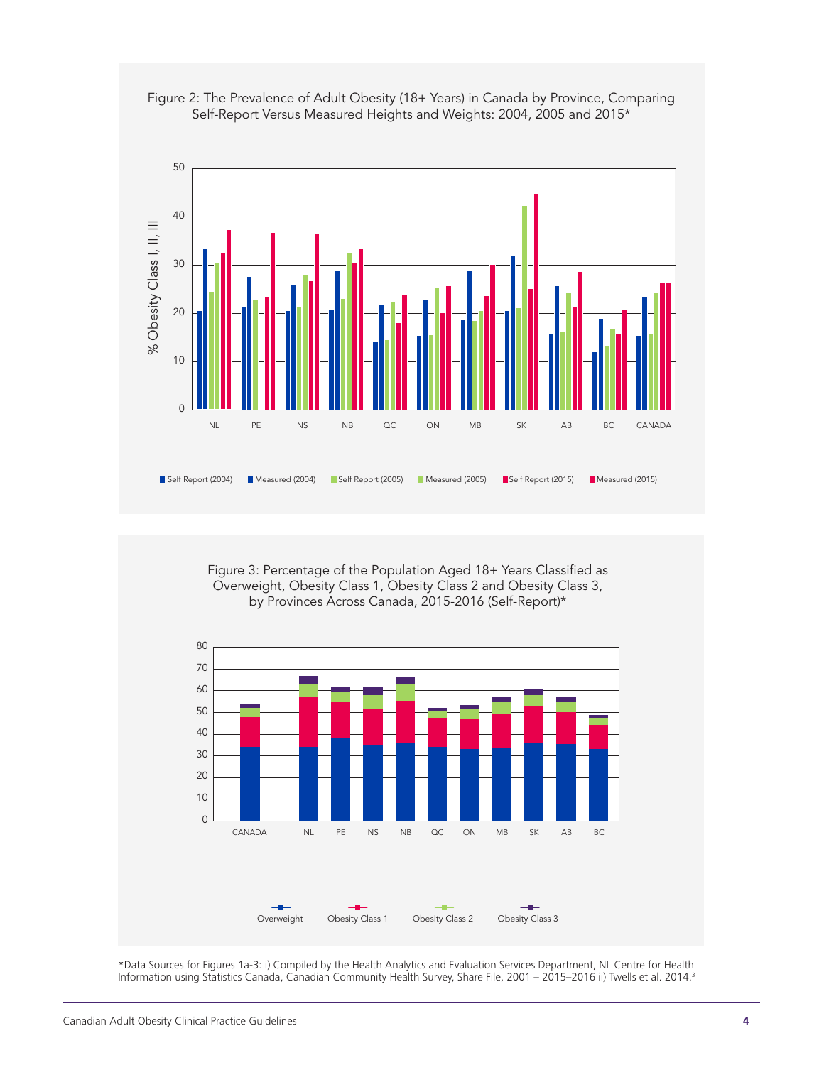Figure 2: The Prevalence of Adult Obesity (18+ Years) in Canada by Province, Comparing Self-Report Versus Measured Heights and Weights: 2004, 2005 and 2015*

Figure 3: Percentage of the Population Aged 18+ Years Classified as Overweight, Obesity Class 1, Obesity Class 2 and Obesity Class 3, by Provinces Across Canada, 2015-2016 (Self-Report)*

*Data Sources for Figures 1a-3: i) Compiled by the Health Analytics and Evaluation Services Department, NL Centre for Health Information using Statistics Canada, Canadian Community Health Survey, Share File, 2001 – 2015–2016 ii) Twells et al. 2014.[3]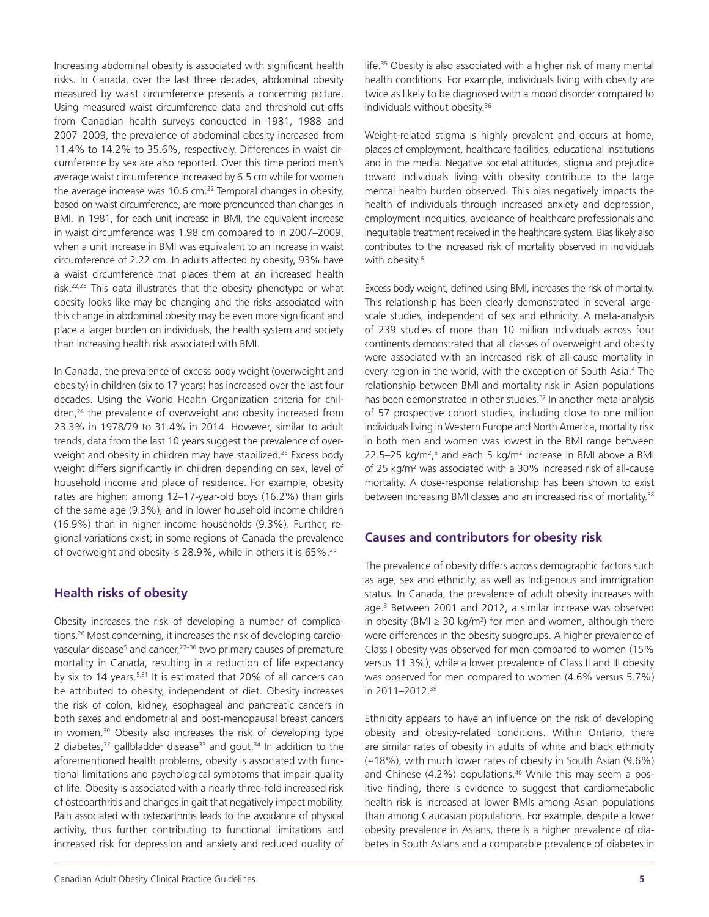Increasing abdominal obesity is associated with significant health risks. In Canada, over the last three decades, abdominal obesity measured by waist circumference presents a concerning picture. Using measured waist circumference data and threshold cut-offs from Canadian health surveys conducted in 1981, 1988 and 2007–2009, the prevalence of abdominal obesity increased from 11.4% to 14.2% to 35.6%, respectively. Differences in waist circumference by sex are also reported. Over this time period men's average waist circumference increased by 6.5 cm while for women the average increase was 10.6 cm.[22] Temporal changes in obesity, based on waist circumference, are more pronounced than changes in BMI. In 1981, for each unit increase in BMI, the equivalent increase in waist circumference was 1.98 cm compared to in 2007–2009, when a unit increase in BMI was equivalent to an increase in waist circumference of 2.22 cm. In adults affected by obesity, 93% have a waist circumference that places them at an increased health risk.[22,23] This data illustrates that the obesity phenotype or what obesity looks like may be changing and the risks associated with this change in abdominal obesity may be even more significant and place a larger burden on individuals, the health system and society than increasing health risk associated with BMI.

In Canada, the prevalence of excess body weight (overweight and obesity) in children (six to 17 years) has increased over the last four decades. Using the World Health Organization criteria for children,[24] the prevalence of overweight and obesity increased from 23.3% in 1978/79 to 31.4% in 2014. However, similar to adult trends, data from the last 10 years suggest the prevalence of overweight and obesity in children may have stabilized.[25] Excess body weight differs significantly in children depending on sex, level of household income and place of residence. For example, obesity rates are higher: among 12–17-year-old boys (16.2%) than girls of the same age (9.3%), and in lower household income children (16.9%) than in higher income households (9.3%). Further, regional variations exist; in some regions of Canada the prevalence of overweight and obesity is 28.9%, while in others it is 65%.[25]

## Health risks of obesity

Obesity increases the risk of developing a number of complications.[26] Most concerning, it increases the risk of developing cardiovascular disease[5] and cancer,[27–30] two primary causes of premature mortality in Canada, resulting in a reduction of life expectancy by six to 14 years.[5,31] It is estimated that 20% of all cancers can be attributed to obesity, independent of diet. Obesity increases the risk of colon, kidney, esophageal and pancreatic cancers in both sexes and endometrial and post-menopausal breast cancers in women.[30] Obesity also increases the risk of developing type 2 diabetes,[32] gallbladder disease[33] and gout.[34] In addition to the aforementioned health problems, obesity is associated with functional limitations and psychological symptoms that impair quality of life. Obesity is associated with a nearly three-fold increased risk of osteoarthritis and changes in gait that negatively impact mobility. Pain associated with osteoarthritis leads to the avoidance of physical activity, thus further contributing to functional limitations and increased risk for depression and anxiety and reduced quality of life.[35] Obesity is also associated with a higher risk of many mental health conditions. For example, individuals living with obesity are twice as likely to be diagnosed with a mood disorder compared to individuals without obesity.[36]

Weight-related stigma is highly prevalent and occurs at home, places of employment, healthcare facilities, educational institutions and in the media. Negative societal attitudes, stigma and prejudice toward individuals living with obesity contribute to the large mental health burden observed. This bias negatively impacts the health of individuals through increased anxiety and depression, employment inequities, avoidance of healthcare professionals and inequitable treatment received in the healthcare system. Bias likely also contributes to the increased risk of mortality observed in individuals with obesity.[6]

Excess body weight, defined using BMI, increases the risk of mortality. This relationship has been clearly demonstrated in several large-scale studies, independent of sex and ethnicity. A meta-analysis of 239 studies of more than 10 million individuals across four continents demonstrated that all classes of overweight and obesity were associated with an increased risk of all-cause mortality in every region in the world, with the exception of South Asia.[4] The relationship between BMI and mortality risk in Asian populations has been demonstrated in other studies.[37] In another meta-analysis of 57 prospective cohort studies, including close to one million individuals living in Western Europe and North America, mortality risk in both men and women was lowest in the BMI range between 22.5–25 kg/m$^2$,[5] and each 5 kg/m$^2$ increase in BMI above a BMI of 25 kg/m$^2$ was associated with a 30% increased risk of all-cause mortality. A dose-response relationship has been shown to exist between increasing BMI classes and an increased risk of mortality.[38]

## Causes and contributors for obesity risk

The prevalence of obesity differs across demographic factors such as age, sex and ethnicity, as well as Indigenous and immigration status. In Canada, the prevalence of adult obesity increases with age.[3] Between 2001 and 2012, a similar increase was observed in obesity (BMI $\geq$ 30 kg/m$^2$) for men and women, although there were differences in the obesity subgroups. A higher prevalence of Class I obesity was observed for men compared to women (15% versus 11.3%), while a lower prevalence of Class II and III obesity was observed for men compared to women (4.6% versus 5.7%) in 2011–2012.[39]

Ethnicity appears to have an influence on the risk of developing obesity and obesity-related conditions. Within Ontario, there are similar rates of obesity in adults of white and black ethnicity (~18%), with much lower rates of obesity in South Asian (9.6%) and Chinese (4.2%) populations.[40] While this may seem a positive finding, there is evidence to suggest that cardiometabolic health risk is increased at lower BMIs among Asian populations than among Caucasian populations. For example, despite a lower obesity prevalence in Asians, there is a higher prevalence of diabetes in South Asians and a comparable prevalence of diabetes in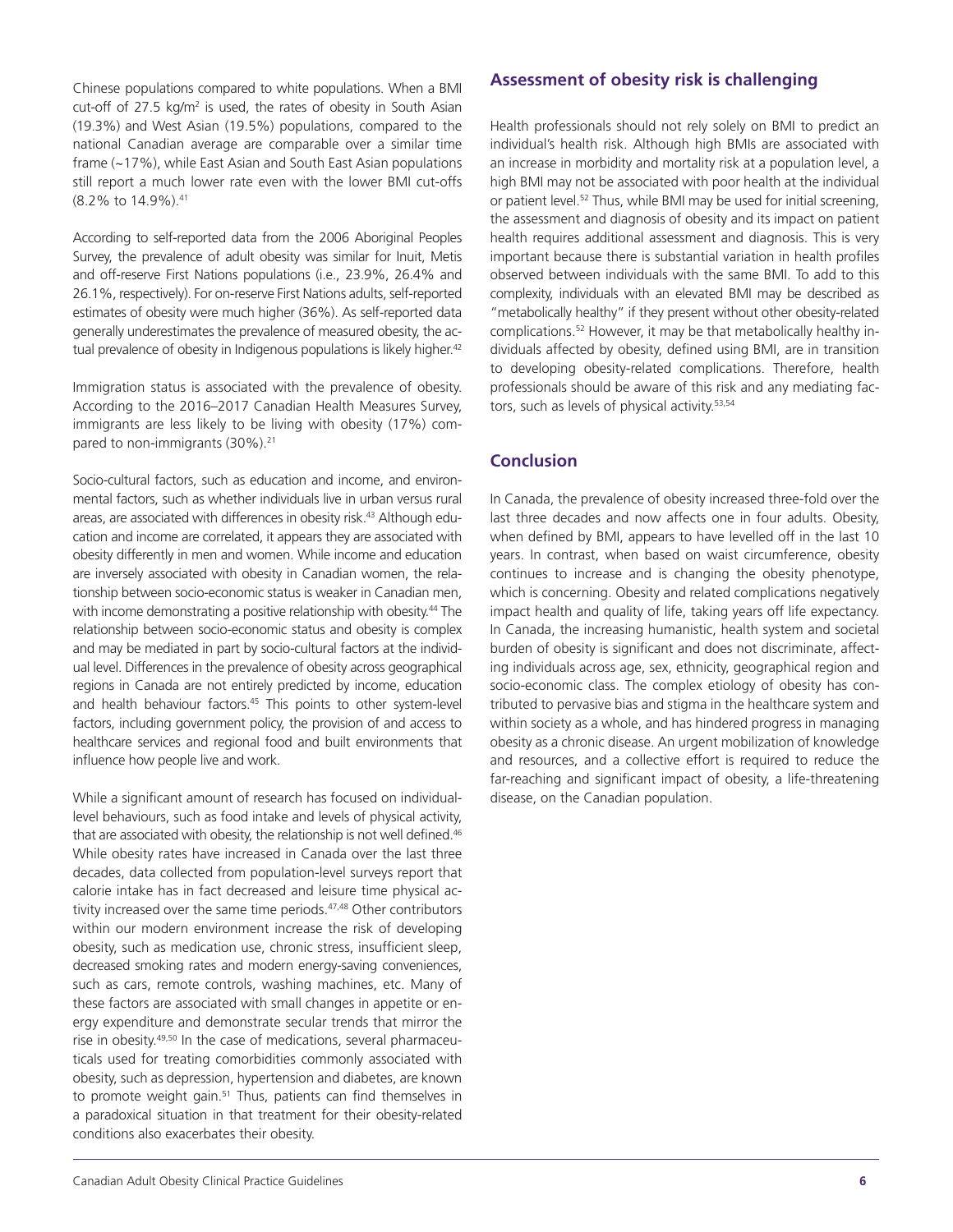Chinese populations compared to white populations. When a BMI cut-off of 27.5 kg/m$^2$ is used, the rates of obesity in South Asian (19.3%) and West Asian (19.5%) populations, compared to the national Canadian average are comparable over a similar time frame (~17%), while East Asian and South East Asian populations still report a much lower rate even with the lower BMI cut-offs (8.2% to 14.9%).[41]

According to self-reported data from the 2006 Aboriginal Peoples Survey, the prevalence of adult obesity was similar for Inuit, Metis and off-reserve First Nations populations (i.e., 23.9%, 26.4% and 26.1%, respectively). For on-reserve First Nations adults, self-reported estimates of obesity were much higher (36%). As self-reported data generally underestimates the prevalence of measured obesity, the actual prevalence of obesity in Indigenous populations is likely higher.[42]

Immigration status is associated with the prevalence of obesity. According to the 2016–2017 Canadian Health Measures Survey, immigrants are less likely to be living with obesity (17%) compared to non-immigrants (30%).[21]

Socio-cultural factors, such as education and income, and environmental factors, such as whether individuals live in urban versus rural areas, are associated with differences in obesity risk.[43] Although education and income are correlated, it appears they are associated with obesity differently in men and women. While income and education are inversely associated with obesity in Canadian women, the relationship between socio-economic status is weaker in Canadian men, with income demonstrating a positive relationship with obesity.[44] The relationship between socio-economic status and obesity is complex and may be mediated in part by socio-cultural factors at the individual level. Differences in the prevalence of obesity across geographical regions in Canada are not entirely predicted by income, education and health behaviour factors.[45] This points to other system-level factors, including government policy, the provision of and access to healthcare services and regional food and built environments that influence how people live and work.

While a significant amount of research has focused on individual-level behaviours, such as food intake and levels of physical activity, that are associated with obesity, the relationship is not well defined.[46] While obesity rates have increased in Canada over the last three decades, data collected from population-level surveys report that calorie intake has in fact decreased and leisure time physical activity increased over the same time periods.[47,48] Other contributors within our modern environment increase the risk of developing obesity, such as medication use, chronic stress, insufficient sleep, decreased smoking rates and modern energy-saving conveniences, such as cars, remote controls, washing machines, etc. Many of these factors are associated with small changes in appetite or energy expenditure and demonstrate secular trends that mirror the rise in obesity.[49,50] In the case of medications, several pharmaceuticals used for treating comorbidities commonly associated with obesity, such as depression, hypertension and diabetes, are known to promote weight gain.[51] Thus, patients can find themselves in a paradoxical situation in that treatment for their obesity-related conditions also exacerbates their obesity.

## Assessment of obesity risk is challenging

Health professionals should not rely solely on BMI to predict an individual's health risk. Although high BMIs are associated with an increase in morbidity and mortality risk at a population level, a high BMI may not be associated with poor health at the individual or patient level.[52] Thus, while BMI may be used for initial screening, the assessment and diagnosis of obesity and its impact on patient health requires additional assessment and diagnosis. This is very important because there is substantial variation in health profiles observed between individuals with the same BMI. To add to this complexity, individuals with an elevated BMI may be described as "metabolically healthy" if they present without other obesity-related complications.[52] However, it may be that metabolically healthy individuals affected by obesity, defined using BMI, are in transition to developing obesity-related complications. Therefore, health professionals should be aware of this risk and any mediating factors, such as levels of physical activity.[53,54]

## Conclusion

In Canada, the prevalence of obesity increased three-fold over the last three decades and now affects one in four adults. Obesity, when defined by BMI, appears to have levelled off in the last 10 years. In contrast, when based on waist circumference, obesity continues to increase and is changing the obesity phenotype, which is concerning. Obesity and related complications negatively impact health and quality of life, taking years off life expectancy. In Canada, the increasing humanistic, health system and societal burden of obesity is significant and does not discriminate, affecting individuals across age, sex, ethnicity, geographical region and socio-economic class. The complex etiology of obesity has contributed to pervasive bias and stigma in the healthcare system and within society as a whole, and has hindered progress in managing obesity as a chronic disease. An urgent mobilization of knowledge and resources, and a collective effort is required to reduce the far-reaching and significant impact of obesity, a life-threatening disease, on the Canadian population.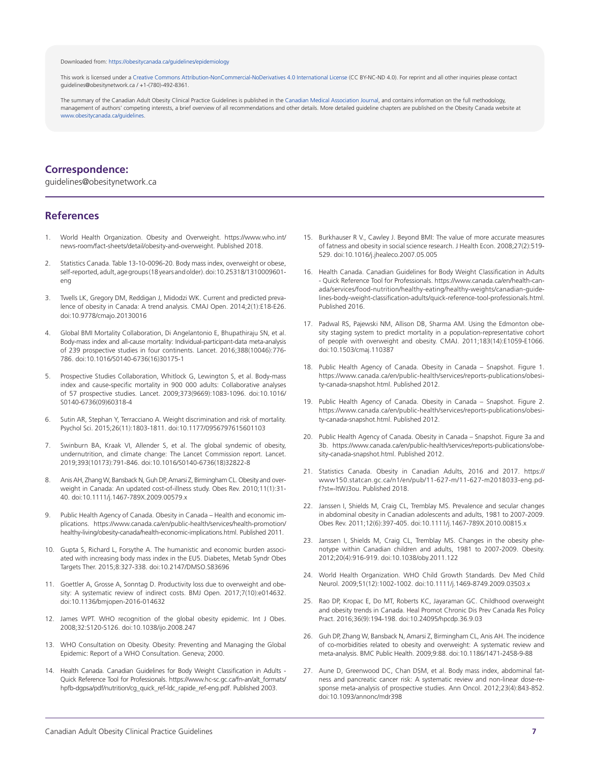Downloaded from: https://obesitycanada.ca/guidelines/epidemiology

This work is licensed under a Creative Commons Attribution-NonCommercial-NoDerivatives 4.0 International License (CC BY-NC-ND 4.0). For reprint and all other inquiries please contact guidelines@obesitynetwork.ca / +1-(780)-492-8361.

The summary of the Canadian Adult Obesity Clinical Practice Guidelines is published in the Canadian Medical Association Journal, and contains information on the full methodology, management of authors' competing interests, a brief overview of all recommendations and other details. More detailed guideline chapters are published on the Obesity Canada website at www.obesitycanada.ca/guidelines.

## Correspondence:

guidelines@obesitynetwork.ca

## References

1. World Health Organization. Obesity and Overweight. https://www.who.int/news-room/fact-sheets/detail/obesity-and-overweight. Published 2018.
2. Statistics Canada. Table 13-10-0096-20. Body mass index, overweight or obese, self-reported, adult, age groups (18 years and older). doi:10.25318/1310009601-eng
3. Twells LK, Gregory DM, Reddigan J, Midodzi WK. Current and predicted prevalence of obesity in Canada: A trend analysis. CMAJ Open. 2014;2(1):E18-E26. doi:10.9778/cmajo.20130016
4. Global BMI Mortality Collaboration, Di Angelantonio E, Bhupathiraju SN, et al. Body-mass index and all-cause mortality: Individual-participant-data meta-analysis of 239 prospective studies in four continents. Lancet. 2016;388(10046):776-786. doi:10.1016/S0140-6736(16)30175-1
5. Prospective Studies Collaboration, Whitlock G, Lewington S, et al. Body-mass index and cause-specific mortality in 900 000 adults: Collaborative analyses of 57 prospective studies. Lancet. 2009;373(9669):1083-1096. doi:10.1016/S0140-6736(09)60318-4
6. Sutin AR, Stephan Y, Terracciano A. Weight discrimination and risk of mortality. Psychol Sci. 2015;26(11):1803-1811. doi:10.1177/0956797615601103
7. Swinburn BA, Kraak VI, Allender S, et al. The global syndemic of obesity, undernutrition, and climate change: The Lancet Commission report. Lancet. 2019;393(10173):791-846. doi:10.1016/S0140-6736(18)32822-8
8. Anis AH, Zhang W, Bansback N, Guh DP, Amarsi Z, Birmingham CL. Obesity and overweight in Canada: An updated cost-of-illness study. Obes Rev. 2010;11(1):31-40. doi:10.1111/j.1467-789X.2009.00579.x
9. Public Health Agency of Canada. Obesity in Canada – Health and economic implications. https://www.canada.ca/en/public-health/services/health-promotion/healthy-living/obesity-canada/health-economic-implications.html. Published 2011.
10. Gupta S, Richard L, Forsythe A. The humanistic and economic burden associated with increasing body mass index in the EU5. Diabetes, Metab Syndr Obes Targets Ther. 2015;8:327-338. doi:10.2147/DMSO.S83696
11. Goettler A, Grosse A, Sonntag D. Productivity loss due to overweight and obesity: A systematic review of indirect costs. BMJ Open. 2017;7(10):e014632. doi:10.1136/bmjopen-2016-014632
12. James WPT. WHO recognition of the global obesity epidemic. Int J Obes. 2008;32:S120-S126. doi:10.1038/ijo.2008.247
13. WHO Consultation on Obesity. Obesity: Preventing and Managing the Global Epidemic: Report of a WHO Consultation. Geneva; 2000.
14. Health Canada. Canadian Guidelines for Body Weight Classification in Adults - Quick Reference Tool for Professionals. https://www.hc-sc.gc.ca/fn-an/alt_formats/hpfb-dgpsa/pdf/nutrition/cg_quick_ref-ldc_rapide_ref-eng.pdf. Published 2003.
15. Burkhauser R V., Cawley J. Beyond BMI: The value of more accurate measures of fatness and obesity in social science research. J Health Econ. 2008;27(2):519-529. doi:10.1016/j.jhealeco.2007.05.005
16. Health Canada. Canadian Guidelines for Body Weight Classification in Adults - Quick Reference Tool for Professionals. https://www.canada.ca/en/health-canada/services/food-nutrition/healthy-eating/healthy-weights/canadian-guidelines-body-weight-classification-adults/quick-reference-tool-professionals.html. Published 2016.
17. Padwal RS, Pajewski NM, Allison DB, Sharma AM. Using the Edmonton obesity staging system to predict mortality in a population-representative cohort of people with overweight and obesity. CMAJ. 2011;183(14):E1059-E1066. doi:10.1503/cmaj.110387
18. Public Health Agency of Canada. Obesity in Canada – Snapshot. Figure 1. https://www.canada.ca/en/public-health/services/reports-publications/obesity-canada-snapshot.html. Published 2012.
19. Public Health Agency of Canada. Obesity in Canada – Snapshot. Figure 2. https://www.canada.ca/en/public-health/services/reports-publications/obesity-canada-snapshot.html. Published 2012.
20. Public Health Agency of Canada. Obesity in Canada – Snapshot. Figure 3a and 3b. https://www.canada.ca/en/public-health/services/reports-publications/obesity-canada-snapshot.html. Published 2012.
21. Statistics Canada. Obesity in Canadian Adults, 2016 and 2017. https://www150.statcan.gc.ca/n1/en/pub/11-627-m/11-627-m2018033-eng.pdf?st=-ltWJ3ou. Published 2018.
22. Janssen I, Shields M, Craig CL, Tremblay MS. Prevalence and secular changes in abdominal obesity in Canadian adolescents and adults, 1981 to 2007-2009. Obes Rev. 2011;12(6):397-405. doi:10.1111/j.1467-789X.2010.00815.x
23. Janssen I, Shields M, Craig CL, Tremblay MS. Changes in the obesity phenotype within Canadian children and adults, 1981 to 2007-2009. Obesity. 2012;20(4):916-919. doi:10.1038/oby.2011.122
24. World Health Organization. WHO Child Growth Standards. Dev Med Child Neurol. 2009;51(12):1002-1002. doi:10.1111/j.1469-8749.2009.03503.x
25. Rao DP, Kropac E, Do MT, Roberts KC, Jayaraman GC. Childhood overweight and obesity trends in Canada. Heal Promot Chronic Dis Prev Canada Res Policy Pract. 2016;36(9):194-198. doi:10.24095/hpcdp.36.9.03
26. Guh DP, Zhang W, Bansback N, Amarsi Z, Birmingham CL, Anis AH. The incidence of co-morbidities related to obesity and overweight: A systematic review and meta-analysis. BMC Public Health. 2009;9:88. doi:10.1186/1471-2458-9-88
27. Aune D, Greenwood DC, Chan DSM, et al. Body mass index, abdominal fatness and pancreatic cancer risk: A systematic review and non-linear dose-response meta-analysis of prospective studies. Ann Oncol. 2012;23(4):843-852. doi:10.1093/annonc/mdr398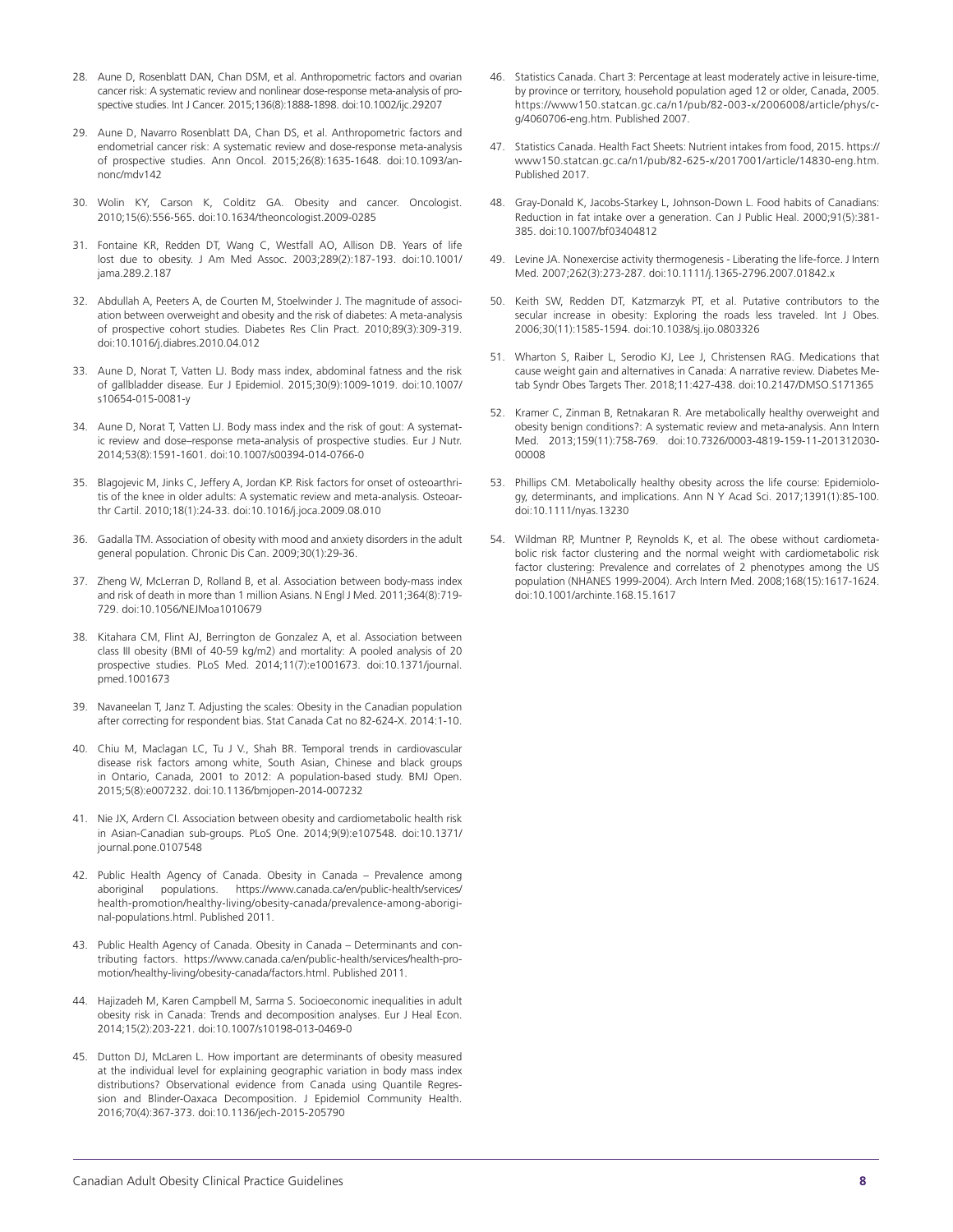28. Aune D, Rosenblatt DAN, Chan DSM, et al. Anthropometric factors and ovarian cancer risk: A systematic review and nonlinear dose-response meta-analysis of prospective studies. Int J Cancer. 2015;136(8):1888-1898. doi:10.1002/ijc.29207

29. Aune D, Navarro Rosenblatt DA, Chan DS, et al. Anthropometric factors and endometrial cancer risk: A systematic review and dose-response meta-analysis of prospective studies. Ann Oncol. 2015;26(8):1635-1648. doi:10.1093/annonc/mdv142

30. Wolin KY, Carson K, Colditz GA. Obesity and cancer. Oncologist. 2010;15(6):556-565. doi:10.1634/theoncologist.2009-0285

31. Fontaine KR, Redden DT, Wang C, Westfall AO, Allison DB. Years of life lost due to obesity. J Am Med Assoc. 2003;289(2):187-193. doi:10.1001/jama.289.2.187

32. Abdullah A, Peeters A, de Courten M, Stoelwinder J. The magnitude of association between overweight and obesity and the risk of diabetes: A meta-analysis of prospective cohort studies. Diabetes Res Clin Pract. 2010;89(3):309-319. doi:10.1016/j.diabres.2010.04.012

33. Aune D, Norat T, Vatten LJ. Body mass index, abdominal fatness and the risk of gallbladder disease. Eur J Epidemiol. 2015;30(9):1009-1019. doi:10.1007/s10654-015-0081-y

34. Aune D, Norat T, Vatten LJ. Body mass index and the risk of gout: A systematic review and dose–response meta-analysis of prospective studies. Eur J Nutr. 2014;53(8):1591-1601. doi:10.1007/s00394-014-0766-0

35. Blagojevic M, Jinks C, Jeffery A, Jordan KP. Risk factors for onset of osteoarthritis of the knee in older adults: A systematic review and meta-analysis. Osteoarthr Cartil. 2010;18(1):24-33. doi:10.1016/j.joca.2009.08.010

36. Gadalla TM. Association of obesity with mood and anxiety disorders in the adult general population. Chronic Dis Can. 2009;30(1):29-36.

37. Zheng W, McLerran D, Rolland B, et al. Association between body-mass index and risk of death in more than 1 million Asians. N Engl J Med. 2011;364(8):719-729. doi:10.1056/NEJMoa1010679

38. Kitahara CM, Flint AJ, Berrington de Gonzalez A, et al. Association between class III obesity (BMI of 40-59 kg/m2) and mortality: A pooled analysis of 20 prospective studies. PLoS Med. 2014;11(7):e1001673. doi:10.1371/journal.pmed.1001673

39. Navaneelan T, Janz T. Adjusting the scales: Obesity in the Canadian population after correcting for respondent bias. Stat Canada Cat no 82-624-X. 2014:1-10.

40. Chiu M, Maclagan LC, Tu J V., Shah BR. Temporal trends in cardiovascular disease risk factors among white, South Asian, Chinese and black groups in Ontario, Canada, 2001 to 2012: A population-based study. BMJ Open. 2015;5(8):e007232. doi:10.1136/bmjopen-2014-007232

41. Nie JX, Ardern CI. Association between obesity and cardiometabolic health risk in Asian-Canadian sub-groups. PLoS One. 2014;9(9):e107548. doi:10.1371/journal.pone.0107548

42. Public Health Agency of Canada. Obesity in Canada – Prevalence among aboriginal populations. https://www.canada.ca/en/public-health/services/health-promotion/healthy-living/obesity-canada/prevalence-among-aboriginal-populations.html. Published 2011.

43. Public Health Agency of Canada. Obesity in Canada – Determinants and contributing factors. https://www.canada.ca/en/public-health/services/health-promotion/healthy-living/obesity-canada/factors.html. Published 2011.

44. Hajizadeh M, Karen Campbell M, Sarma S. Socioeconomic inequalities in adult obesity risk in Canada: Trends and decomposition analyses. Eur J Heal Econ. 2014;15(2):203-221. doi:10.1007/s10198-013-0469-0

45. Dutton DJ, McLaren L. How important are determinants of obesity measured at the individual level for explaining geographic variation in body mass index distributions? Observational evidence from Canada using Quantile Regression and Blinder-Oaxaca Decomposition. J Epidemiol Community Health. 2016;70(4):367-373. doi:10.1136/jech-2015-205790

46. Statistics Canada. Chart 3: Percentage at least moderately active in leisure-time, by province or territory, household population aged 12 or older, Canada, 2005. https://www150.statcan.gc.ca/n1/pub/82-003-x/2006008/article/phys/c-g/4060706-eng.htm. Published 2007.

47. Statistics Canada. Health Fact Sheets: Nutrient intakes from food, 2015. https://www150.statcan.gc.ca/n1/pub/82-625-x/2017001/article/14830-eng.htm. Published 2017.

48. Gray-Donald K, Jacobs-Starkey L, Johnson-Down L. Food habits of Canadians: Reduction in fat intake over a generation. Can J Public Heal. 2000;91(5):381-385. doi:10.1007/bf03404812

49. Levine JA. Nonexercise activity thermogenesis - Liberating the life-force. J Intern Med. 2007;262(3):273-287. doi:10.1111/j.1365-2796.2007.01842.x

50. Keith SW, Redden DT, Katzmarzyk PT, et al. Putative contributors to the secular increase in obesity: Exploring the roads less traveled. Int J Obes. 2006;30(11):1585-1594. doi:10.1038/sj.ijo.0803326

51. Wharton S, Raiber L, Serodio KJ, Lee J, Christensen RAG. Medications that cause weight gain and alternatives in Canada: A narrative review. Diabetes Metab Syndr Obes Targets Ther. 2018;11:427-438. doi:10.2147/DMSO.S171365

52. Kramer C, Zinman B, Retnakaran R. Are metabolically healthy overweight and obesity benign conditions?: A systematic review and meta-analysis. Ann Intern Med. 2013;159(11):758-769. doi:10.7326/0003-4819-159-11-201312030-00008

53. Phillips CM. Metabolically healthy obesity across the life course: Epidemiology, determinants, and implications. Ann N Y Acad Sci. 2017;1391(1):85-100. doi:10.1111/nyas.13230

54. Wildman RP, Muntner P, Reynolds K, et al. The obese without cardiometabolic risk factor clustering and the normal weight with cardiometabolic risk factor clustering: Prevalence and correlates of 2 phenotypes among the US population (NHANES 1999-2004). Arch Intern Med. 2008;168(15):1617-1624. doi:10.1001/archinte.168.15.1617